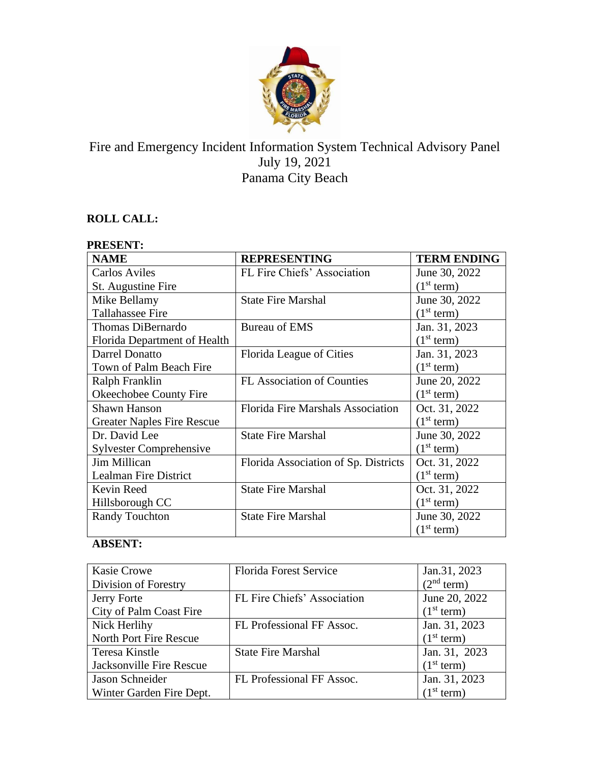# Fire and Emergency Incident Information System Technical Advisory Panel

July 19, 2021

Panama City Beach

**ROLL CALL:**

**PRESENT:**

| **NAME** | **REPRESENTING** | **TERM ENDING** |
|---|---|---|
| Carlos Aviles<br>St. Augustine Fire | FL Fire Chiefs' Association | June 30, 2022<br>(1st term) |
| Mike Bellamy<br>Tallahassee Fire | State Fire Marshal | June 30, 2022<br>(1st term) |
| Thomas DiBernardo<br>Florida Department of Health | Bureau of EMS | Jan. 31, 2023<br>(1st term) |
| Darrel Donatto<br>Town of Palm Beach Fire | Florida League of Cities | Jan. 31, 2023<br>(1st term) |
| Ralph Franklin<br>Okeechobee County Fire | FL Association of Counties | June 20, 2022<br>(1st term) |
| Shawn Hanson<br>Greater Naples Fire Rescue | Florida Fire Marshals Association | Oct. 31, 2022<br>(1st term) |
| Dr. David Lee<br>Sylvester Comprehensive | State Fire Marshal | June 30, 2022<br>(1st term) |
| Jim Millican<br>Lealman Fire District | Florida Association of Sp. Districts | Oct. 31, 2022<br>(1st term) |
| Kevin Reed<br>Hillsborough CC | State Fire Marshal | Oct. 31, 2022<br>(1st term) |
| Randy Touchton | State Fire Marshal | June 30, 2022<br>(1st term) |

**ABSENT:**

| | | |
|---|---|---|
| Kasie Crowe<br>Division of Forestry | Florida Forest Service | Jan.31, 2023<br>(2nd term) |
| Jerry Forte<br>City of Palm Coast Fire | FL Fire Chiefs' Association | June 20, 2022<br>(1st term) |
| Nick Herlihy<br>North Port Fire Rescue | FL Professional FF Assoc. | Jan. 31, 2023<br>(1st term) |
| Teresa Kinstle<br>Jacksonville Fire Rescue | State Fire Marshal | Jan. 31, 2023<br>(1st term) |
| Jason Schneider<br>Winter Garden Fire Dept. | FL Professional FF Assoc. | Jan. 31, 2023<br>(1st term) |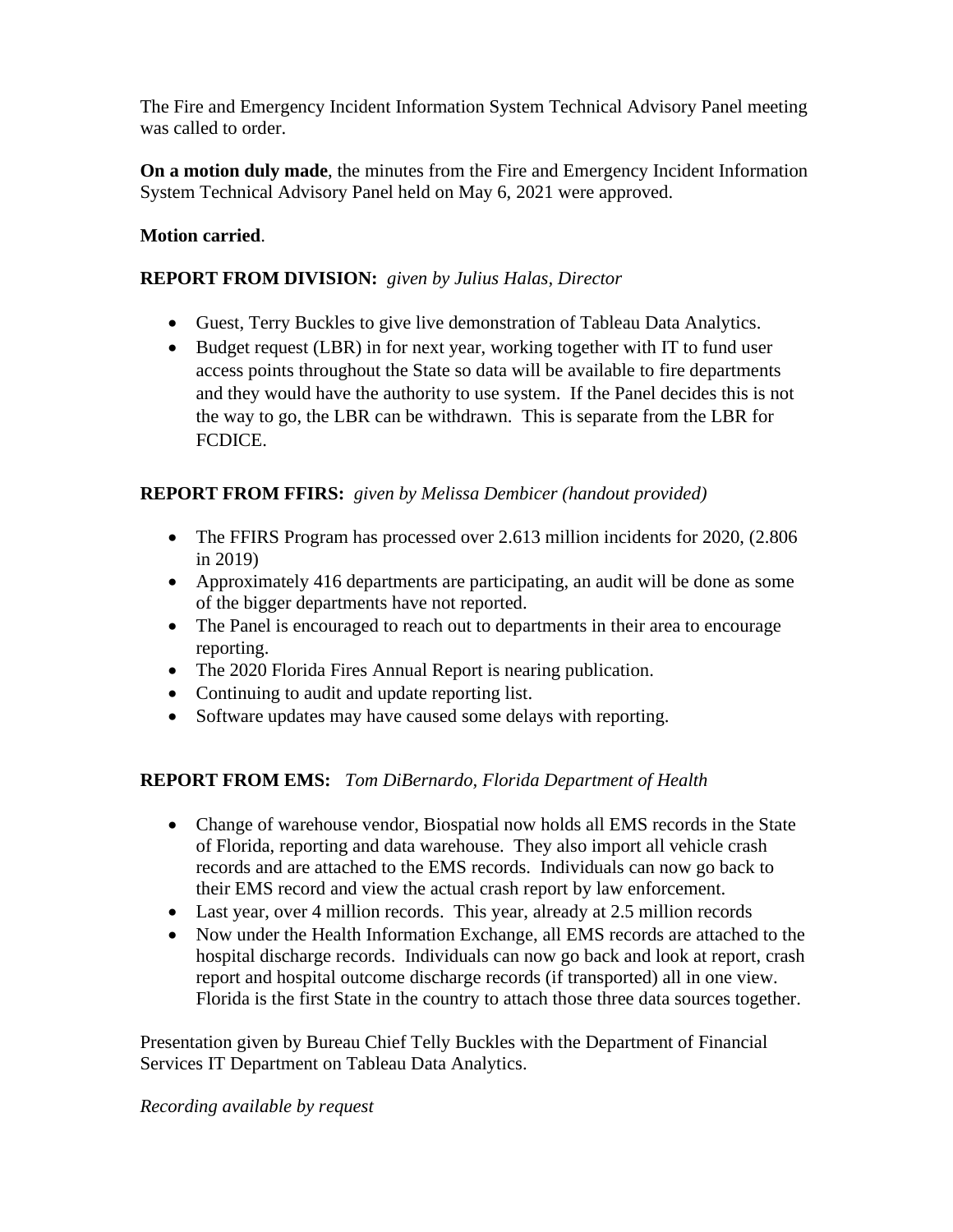The Fire and Emergency Incident Information System Technical Advisory Panel meeting was called to order.

**On a motion duly made**, the minutes from the Fire and Emergency Incident Information System Technical Advisory Panel held on May 6, 2021 were approved.

**Motion carried**.

**REPORT FROM DIVISION:** *given by Julius Halas, Director*

- Guest, Terry Buckles to give live demonstration of Tableau Data Analytics.
- Budget request (LBR) in for next year, working together with IT to fund user access points throughout the State so data will be available to fire departments and they would have the authority to use system. If the Panel decides this is not the way to go, the LBR can be withdrawn. This is separate from the LBR for FCDICE.

**REPORT FROM FFIRS:** *given by Melissa Dembicer (handout provided)*

- The FFIRS Program has processed over 2.613 million incidents for 2020, (2.806 in 2019)
- Approximately 416 departments are participating, an audit will be done as some of the bigger departments have not reported.
- The Panel is encouraged to reach out to departments in their area to encourage reporting.
- The 2020 Florida Fires Annual Report is nearing publication.
- Continuing to audit and update reporting list.
- Software updates may have caused some delays with reporting.

**REPORT FROM EMS:** *Tom DiBernardo, Florida Department of Health*

- Change of warehouse vendor, Biospatial now holds all EMS records in the State of Florida, reporting and data warehouse. They also import all vehicle crash records and are attached to the EMS records. Individuals can now go back to their EMS record and view the actual crash report by law enforcement.
- Last year, over 4 million records. This year, already at 2.5 million records
- Now under the Health Information Exchange, all EMS records are attached to the hospital discharge records. Individuals can now go back and look at report, crash report and hospital outcome discharge records (if transported) all in one view. Florida is the first State in the country to attach those three data sources together.

Presentation given by Bureau Chief Telly Buckles with the Department of Financial Services IT Department on Tableau Data Analytics.

*Recording available by request*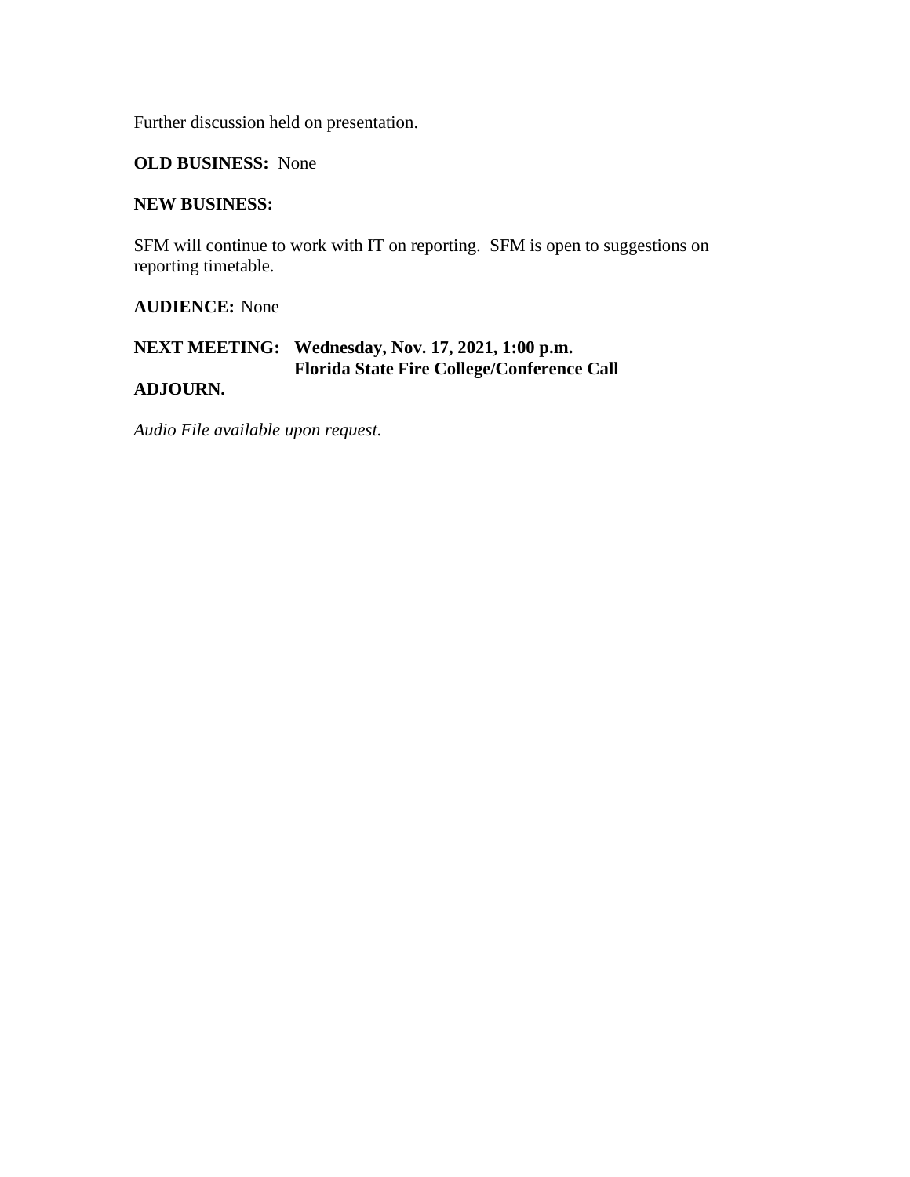Further discussion held on presentation.

**OLD BUSINESS:** None

**NEW BUSINESS:**

SFM will continue to work with IT on reporting. SFM is open to suggestions on reporting timetable.

**AUDIENCE:** None

**NEXT MEETING: Wednesday, Nov. 17, 2021, 1:00 p.m.**
**Florida State Fire College/Conference Call**

**ADJOURN.**

*Audio File available upon request.*